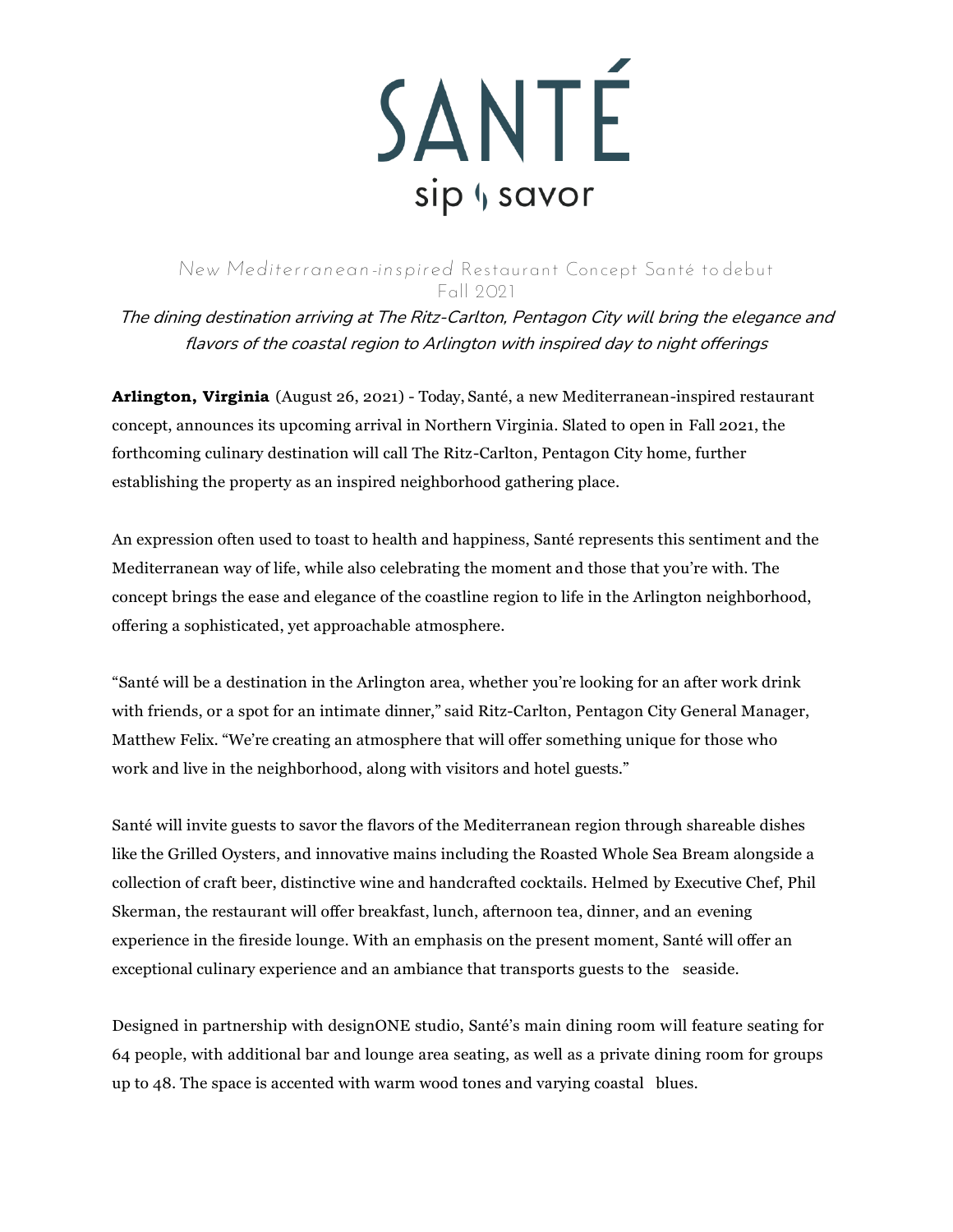# SANTÉ

sip & savor

## New Mediterranean-inspired Restaurant Concept Santé to debut Fall 2021

*The dining destination arriving at The Ritz-Carlton, Pentagon City will bring the elegance and flavors of the coastal region to Arlington with inspired day to night offerings*

**Arlington, Virginia** (August 26, 2021) - Today, Santé, a new Mediterranean-inspired restaurant concept, announces its upcoming arrival in Northern Virginia. Slated to open in Fall 2021, the forthcoming culinary destination will call The Ritz-Carlton, Pentagon City home, further establishing the property as an inspired neighborhood gathering place.

An expression often used to toast to health and happiness, Santé represents this sentiment and the Mediterranean way of life, while also celebrating the moment and those that you're with. The concept brings the ease and elegance of the coastline region to life in the Arlington neighborhood, offering a sophisticated, yet approachable atmosphere.

"Santé will be a destination in the Arlington area, whether you're looking for an after work drink with friends, or a spot for an intimate dinner," said Ritz-Carlton, Pentagon City General Manager, Matthew Felix. "We're creating an atmosphere that will offer something unique for those who work and live in the neighborhood, along with visitors and hotel guests."

Santé will invite guests to savor the flavors of the Mediterranean region through shareable dishes like the Grilled Oysters, and innovative mains including the Roasted Whole Sea Bream alongside a collection of craft beer, distinctive wine and handcrafted cocktails. Helmed by Executive Chef, Phil Skerman, the restaurant will offer breakfast, lunch, afternoon tea, dinner, and an evening experience in the fireside lounge. With an emphasis on the present moment, Santé will offer an exceptional culinary experience and an ambiance that transports guests to the seaside.

Designed in partnership with designONE studio, Santé's main dining room will feature seating for 64 people, with additional bar and lounge area seating, as well as a private dining room for groups up to 48. The space is accented with warm wood tones and varying coastal blues.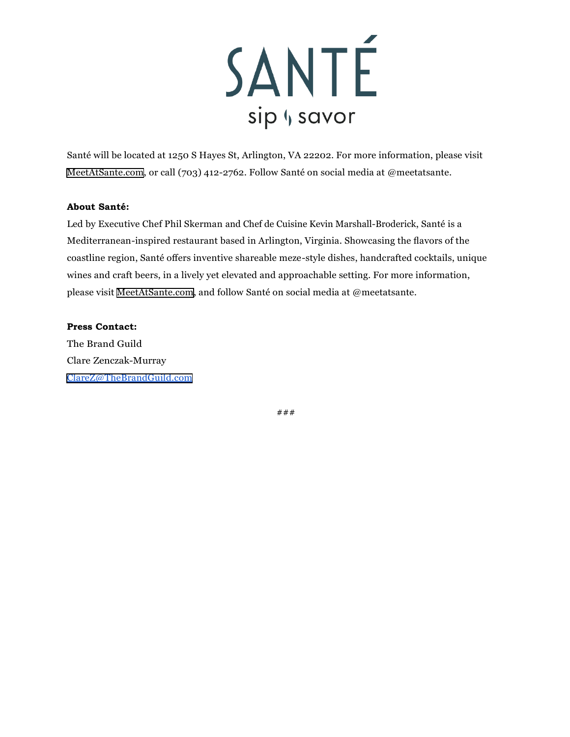SANTÉ

sip savor

Santé will be located at 1250 S Hayes St, Arlington, VA 22202. For more information, please visit MeetAtSante.com, or call (703) 412-2762. Follow Santé on social media at @meetatsante.

**About Santé:**

Led by Executive Chef Phil Skerman and Chef de Cuisine Kevin Marshall-Broderick, Santé is a Mediterranean-inspired restaurant based in Arlington, Virginia. Showcasing the flavors of the coastline region, Santé offers inventive shareable meze-style dishes, handcrafted cocktails, unique wines and craft beers, in a lively yet elevated and approachable setting. For more information, please visit MeetAtSante.com, and follow Santé on social media at @meetatsante.

**Press Contact:**

The Brand Guild

Clare Zenczak-Murray

ClareZ@TheBrandGuild.com

###